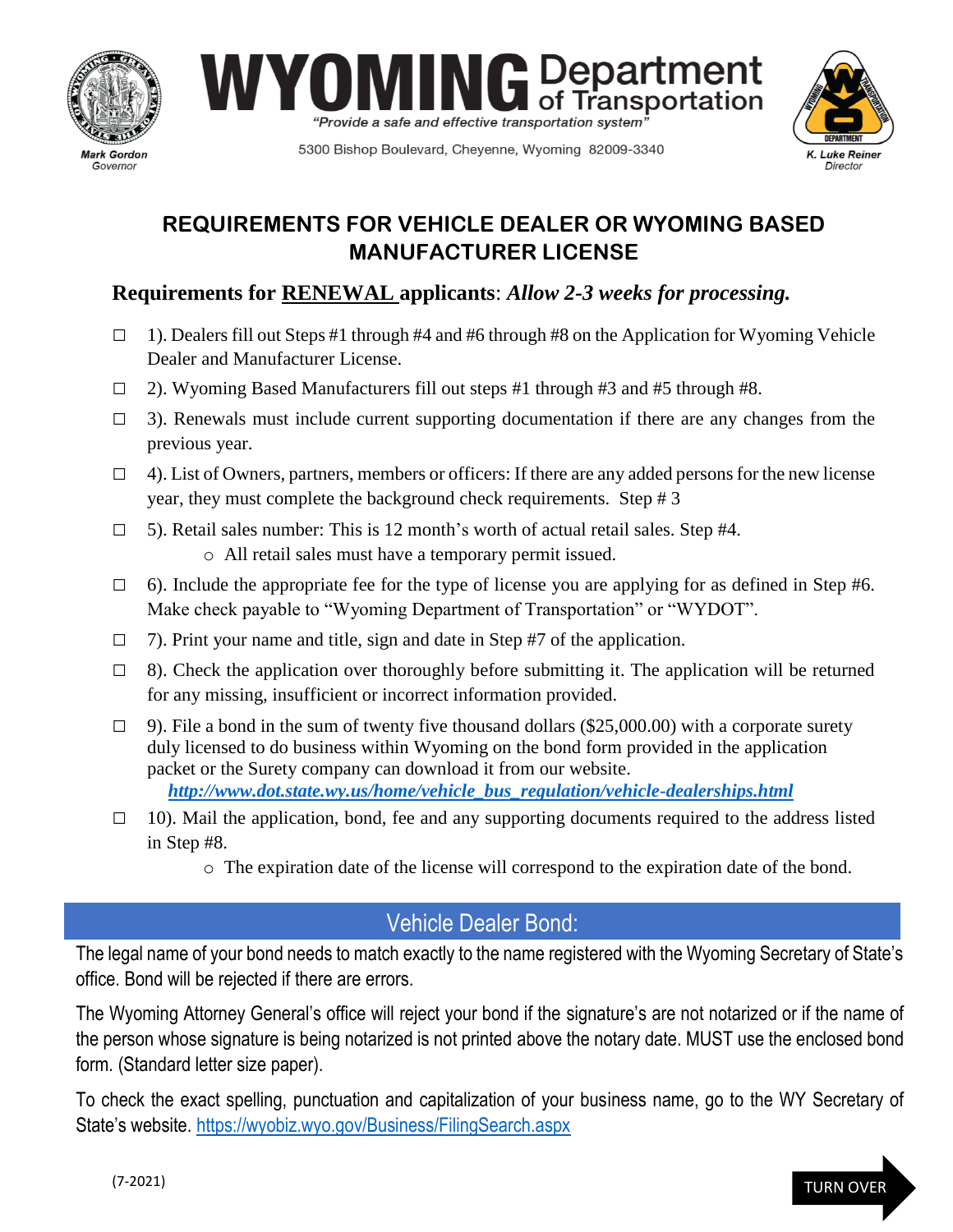Mark Gordon
Governor

# WYOMING Department of Transportation

*"Provide a safe and effective transportation system"*

5300 Bishop Boulevard, Cheyenne, Wyoming 82009-3340

K. Luke Reiner
Director

## REQUIREMENTS FOR VEHICLE DEALER OR WYOMING BASED MANUFACTURER LICENSE

### Requirements for RENEWAL applicants: *Allow 2-3 weeks for processing.*

- ☐ 1). Dealers fill out Steps #1 through #4 and #6 through #8 on the Application for Wyoming Vehicle Dealer and Manufacturer License.
- ☐ 2). Wyoming Based Manufacturers fill out steps #1 through #3 and #5 through #8.
- ☐ 3). Renewals must include current supporting documentation if there are any changes from the previous year.
- ☐ 4). List of Owners, partners, members or officers: If there are any added persons for the new license year, they must complete the background check requirements. Step # 3
- ☐ 5). Retail sales number: This is 12 month's worth of actual retail sales. Step #4.
    - All retail sales must have a temporary permit issued.
- ☐ 6). Include the appropriate fee for the type of license you are applying for as defined in Step #6. Make check payable to "Wyoming Department of Transportation" or "WYDOT".
- ☐ 7). Print your name and title, sign and date in Step #7 of the application.
- ☐ 8). Check the application over thoroughly before submitting it. The application will be returned for any missing, insufficient or incorrect information provided.
- ☐ 9). File a bond in the sum of twenty five thousand dollars ($25,000.00) with a corporate surety duly licensed to do business within Wyoming on the bond form provided in the application packet or the Surety company can download it from our website.
  ***http://www.dot.state.wy.us/home/vehicle_bus_regulation/vehicle-dealerships.html***
- ☐ 10). Mail the application, bond, fee and any supporting documents required to the address listed in Step #8.
    - The expiration date of the license will correspond to the expiration date of the bond.

## Vehicle Dealer Bond:

The legal name of your bond needs to match exactly to the name registered with the Wyoming Secretary of State's office. Bond will be rejected if there are errors.

The Wyoming Attorney General's office will reject your bond if the signature's are not notarized or if the name of the person whose signature is being notarized is not printed above the notary date. MUST use the enclosed bond form. (Standard letter size paper).

To check the exact spelling, punctuation and capitalization of your business name, go to the WY Secretary of State's website. https://wyobiz.wyo.gov/Business/FilingSearch.aspx

(7-2021)

TURN OVER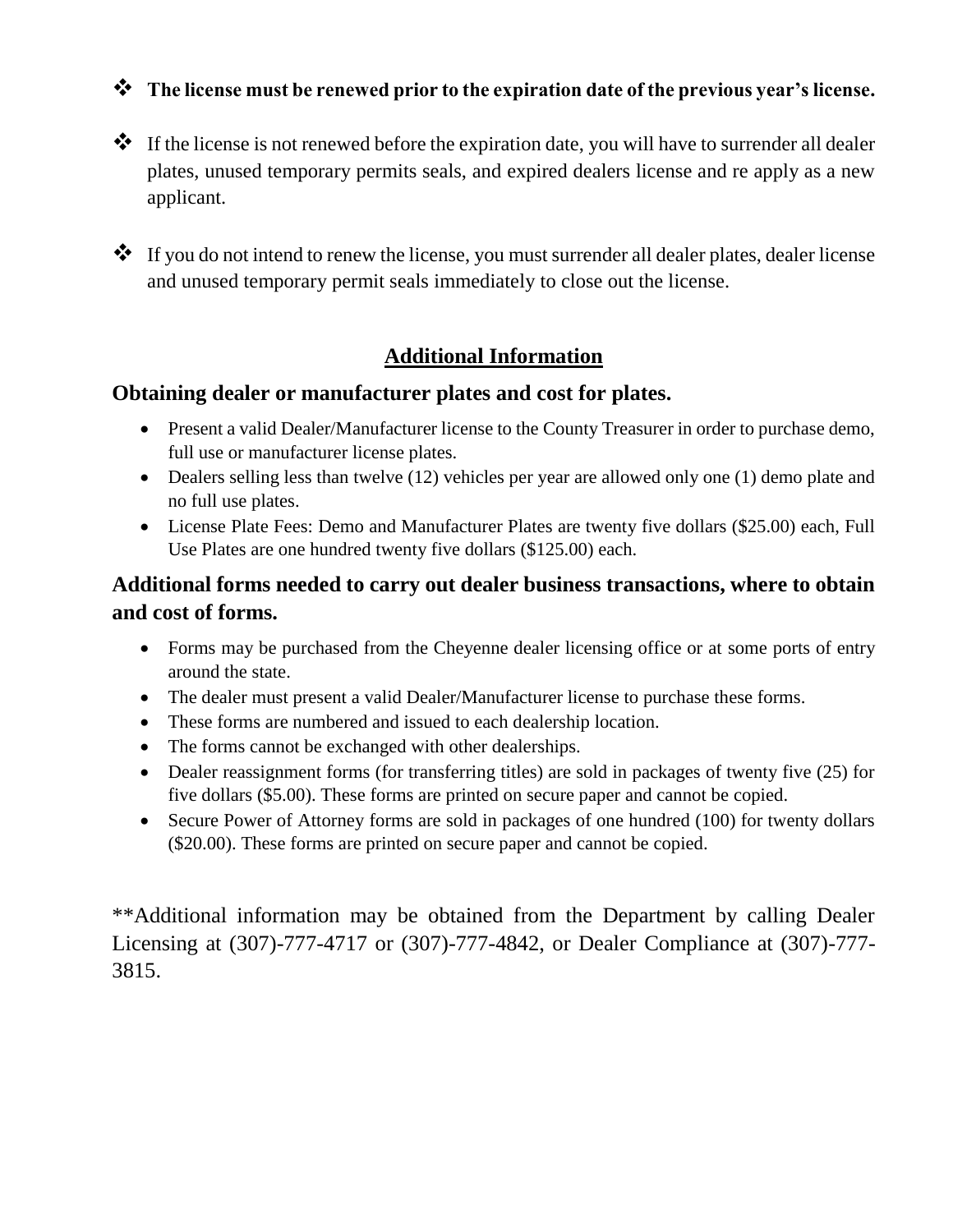- **The license must be renewed prior to the expiration date of the previous year's license.**

- If the license is not renewed before the expiration date, you will have to surrender all dealer plates, unused temporary permits seals, and expired dealers license and re apply as a new applicant.

- If you do not intend to renew the license, you must surrender all dealer plates, dealer license and unused temporary permit seals immediately to close out the license.

## Additional Information

### Obtaining dealer or manufacturer plates and cost for plates.

- Present a valid Dealer/Manufacturer license to the County Treasurer in order to purchase demo, full use or manufacturer license plates.
- Dealers selling less than twelve (12) vehicles per year are allowed only one (1) demo plate and no full use plates.
- License Plate Fees: Demo and Manufacturer Plates are twenty five dollars ($25.00) each, Full Use Plates are one hundred twenty five dollars ($125.00) each.

### Additional forms needed to carry out dealer business transactions, where to obtain and cost of forms.

- Forms may be purchased from the Cheyenne dealer licensing office or at some ports of entry around the state.
- The dealer must present a valid Dealer/Manufacturer license to purchase these forms.
- These forms are numbered and issued to each dealership location.
- The forms cannot be exchanged with other dealerships.
- Dealer reassignment forms (for transferring titles) are sold in packages of twenty five (25) for five dollars ($5.00). These forms are printed on secure paper and cannot be copied.
- Secure Power of Attorney forms are sold in packages of one hundred (100) for twenty dollars ($20.00). These forms are printed on secure paper and cannot be copied.

**Additional information may be obtained from the Department by calling Dealer Licensing at (307)-777-4717 or (307)-777-4842, or Dealer Compliance at (307)-777-3815.